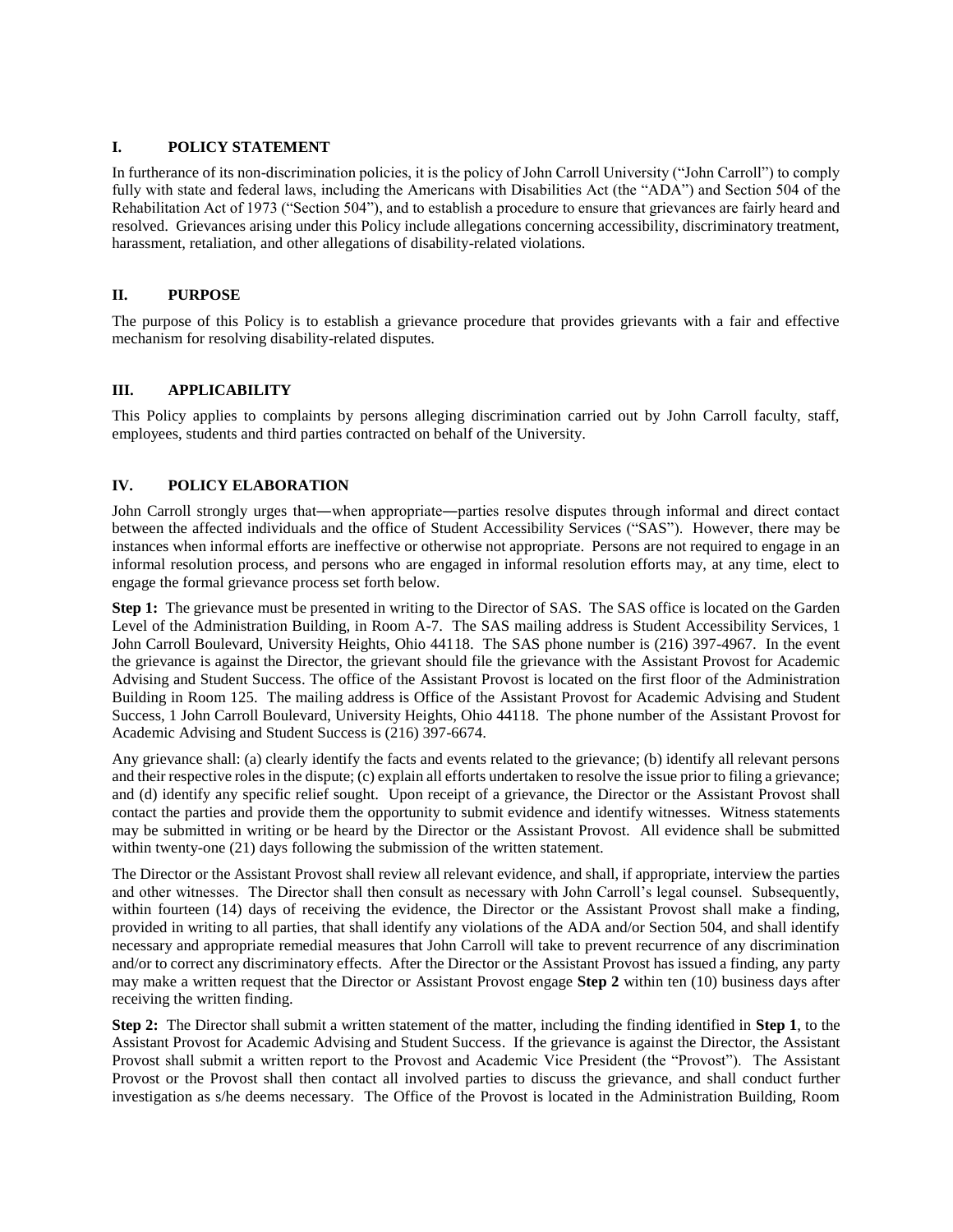## I. POLICY STATEMENT

In furtherance of its non-discrimination policies, it is the policy of John Carroll University ("John Carroll") to comply fully with state and federal laws, including the Americans with Disabilities Act (the "ADA") and Section 504 of the Rehabilitation Act of 1973 ("Section 504"), and to establish a procedure to ensure that grievances are fairly heard and resolved. Grievances arising under this Policy include allegations concerning accessibility, discriminatory treatment, harassment, retaliation, and other allegations of disability-related violations.

## II. PURPOSE

The purpose of this Policy is to establish a grievance procedure that provides grievants with a fair and effective mechanism for resolving disability-related disputes.

## III. APPLICABILITY

This Policy applies to complaints by persons alleging discrimination carried out by John Carroll faculty, staff, employees, students and third parties contracted on behalf of the University.

## IV. POLICY ELABORATION

John Carroll strongly urges that—when appropriate—parties resolve disputes through informal and direct contact between the affected individuals and the office of Student Accessibility Services ("SAS"). However, there may be instances when informal efforts are ineffective or otherwise not appropriate. Persons are not required to engage in an informal resolution process, and persons who are engaged in informal resolution efforts may, at any time, elect to engage the formal grievance process set forth below.

**Step 1:** The grievance must be presented in writing to the Director of SAS. The SAS office is located on the Garden Level of the Administration Building, in Room A-7. The SAS mailing address is Student Accessibility Services, 1 John Carroll Boulevard, University Heights, Ohio 44118. The SAS phone number is (216) 397-4967. In the event the grievance is against the Director, the grievant should file the grievance with the Assistant Provost for Academic Advising and Student Success. The office of the Assistant Provost is located on the first floor of the Administration Building in Room 125. The mailing address is Office of the Assistant Provost for Academic Advising and Student Success, 1 John Carroll Boulevard, University Heights, Ohio 44118. The phone number of the Assistant Provost for Academic Advising and Student Success is (216) 397-6674.

Any grievance shall: (a) clearly identify the facts and events related to the grievance; (b) identify all relevant persons and their respective roles in the dispute; (c) explain all efforts undertaken to resolve the issue prior to filing a grievance; and (d) identify any specific relief sought. Upon receipt of a grievance, the Director or the Assistant Provost shall contact the parties and provide them the opportunity to submit evidence and identify witnesses. Witness statements may be submitted in writing or be heard by the Director or the Assistant Provost. All evidence shall be submitted within twenty-one (21) days following the submission of the written statement.

The Director or the Assistant Provost shall review all relevant evidence, and shall, if appropriate, interview the parties and other witnesses. The Director shall then consult as necessary with John Carroll's legal counsel. Subsequently, within fourteen (14) days of receiving the evidence, the Director or the Assistant Provost shall make a finding, provided in writing to all parties, that shall identify any violations of the ADA and/or Section 504, and shall identify necessary and appropriate remedial measures that John Carroll will take to prevent recurrence of any discrimination and/or to correct any discriminatory effects. After the Director or the Assistant Provost has issued a finding, any party may make a written request that the Director or Assistant Provost engage **Step 2** within ten (10) business days after receiving the written finding.

**Step 2:** The Director shall submit a written statement of the matter, including the finding identified in **Step 1**, to the Assistant Provost for Academic Advising and Student Success. If the grievance is against the Director, the Assistant Provost shall submit a written report to the Provost and Academic Vice President (the "Provost"). The Assistant Provost or the Provost shall then contact all involved parties to discuss the grievance, and shall conduct further investigation as s/he deems necessary. The Office of the Provost is located in the Administration Building, Room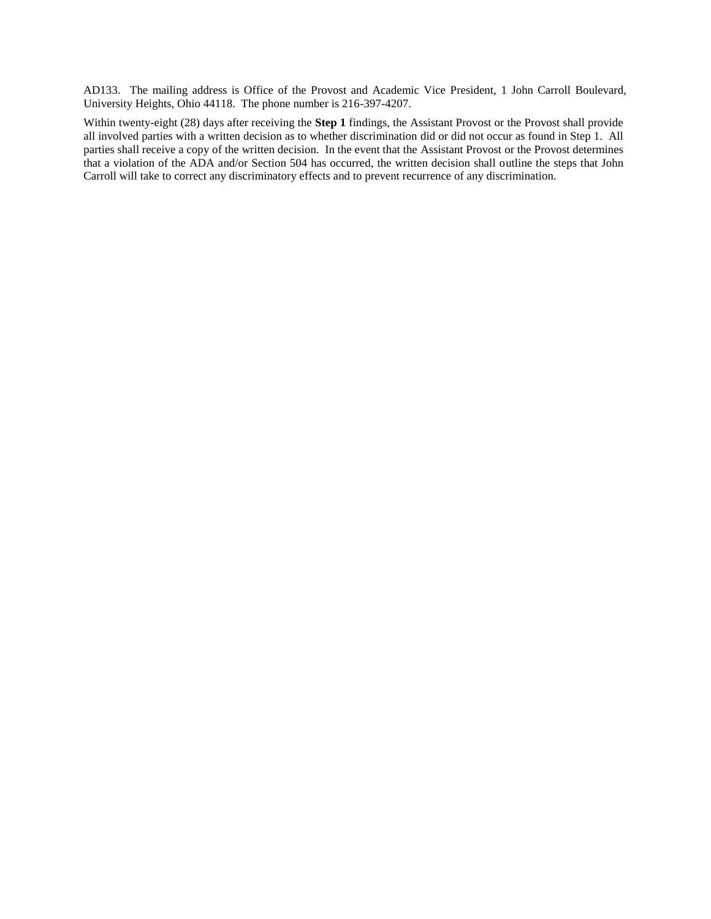AD133. The mailing address is Office of the Provost and Academic Vice President, 1 John Carroll Boulevard, University Heights, Ohio 44118. The phone number is 216-397-4207.

Within twenty-eight (28) days after receiving the **Step 1** findings, the Assistant Provost or the Provost shall provide all involved parties with a written decision as to whether discrimination did or did not occur as found in Step 1. All parties shall receive a copy of the written decision. In the event that the Assistant Provost or the Provost determines that a violation of the ADA and/or Section 504 has occurred, the written decision shall outline the steps that John Carroll will take to correct any discriminatory effects and to prevent recurrence of any discrimination.